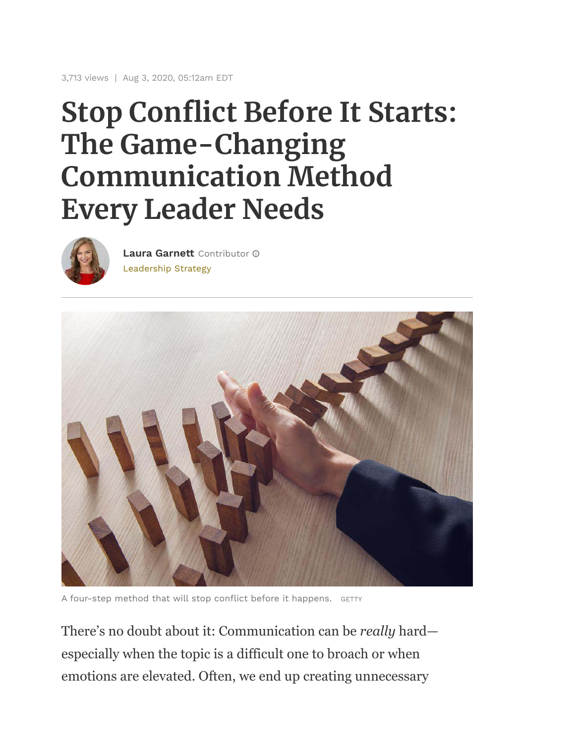3,713 views | Aug 3, 2020, 05:12am EDT

# Stop Conflict Before It Starts: The Game-Changing Communication Method Every Leader Needs

**Laura Garnett** Contributor

Leadership Strategy

A four-step method that will stop conflict before it happens. GETTY

There's no doubt about it: Communication can be *really* hard—especially when the topic is a difficult one to broach or when emotions are elevated. Often, we end up creating unnecessary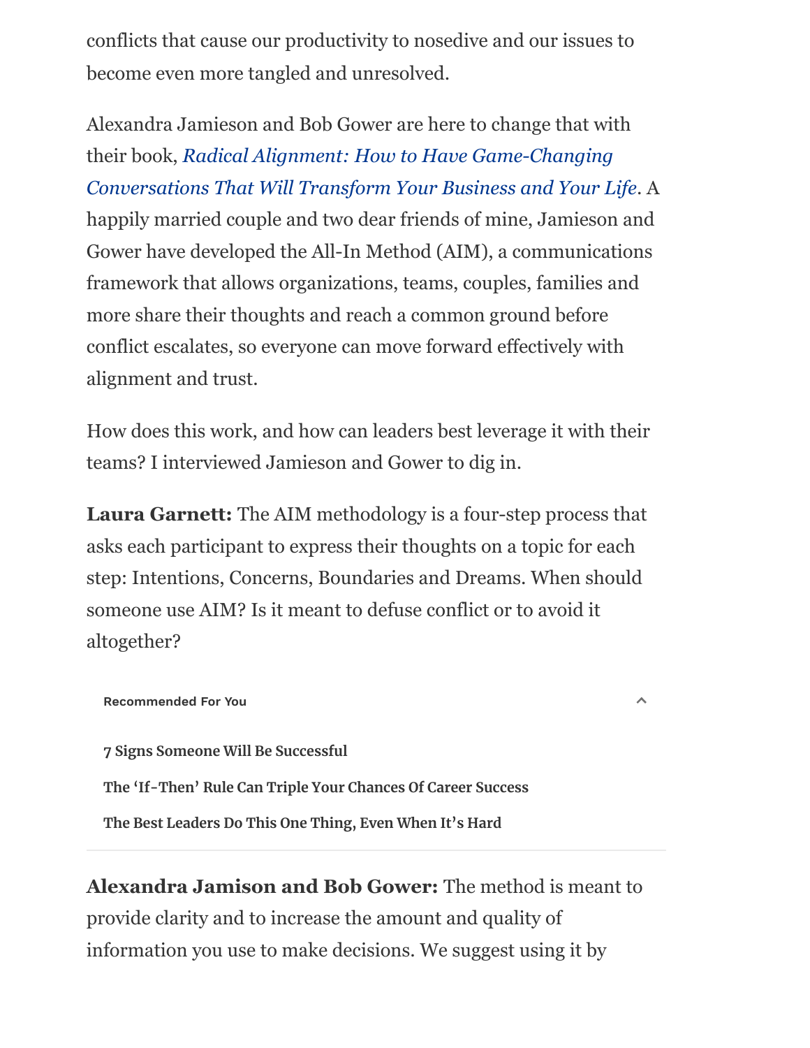conflicts that cause our productivity to nosedive and our issues to become even more tangled and unresolved.

Alexandra Jamieson and Bob Gower are here to change that with their book, *Radical Alignment: How to Have Game-Changing Conversations That Will Transform Your Business and Your Life*. A happily married couple and two dear friends of mine, Jamieson and Gower have developed the All-In Method (AIM), a communications framework that allows organizations, teams, couples, families and more share their thoughts and reach a common ground before conflict escalates, so everyone can move forward effectively with alignment and trust.

How does this work, and how can leaders best leverage it with their teams? I interviewed Jamieson and Gower to dig in.

**Laura Garnett:** The AIM methodology is a four-step process that asks each participant to express their thoughts on a topic for each step: Intentions, Concerns, Boundaries and Dreams. When should someone use AIM? Is it meant to defuse conflict or to avoid it altogether?

**Recommended For You**

- **7 Signs Someone Will Be Successful**
- **The 'If-Then' Rule Can Triple Your Chances Of Career Success**
- **The Best Leaders Do This One Thing, Even When It's Hard**

**Alexandra Jamison and Bob Gower:** The method is meant to provide clarity and to increase the amount and quality of information you use to make decisions. We suggest using it by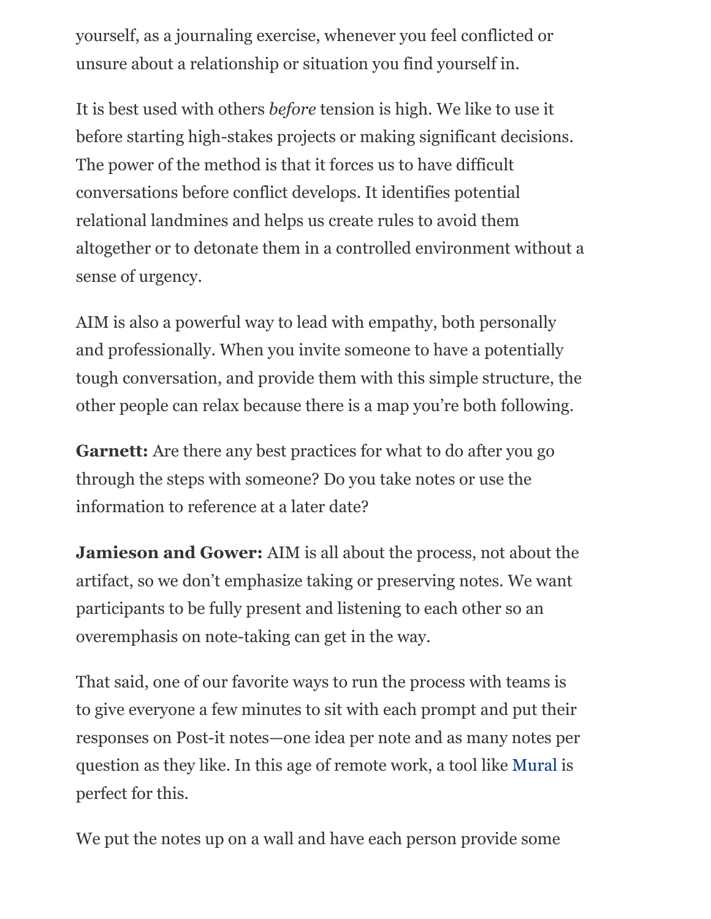yourself, as a journaling exercise, whenever you feel conflicted or unsure about a relationship or situation you find yourself in.

It is best used with others *before* tension is high. We like to use it before starting high-stakes projects or making significant decisions. The power of the method is that it forces us to have difficult conversations before conflict develops. It identifies potential relational landmines and helps us create rules to avoid them altogether or to detonate them in a controlled environment without a sense of urgency.

AIM is also a powerful way to lead with empathy, both personally and professionally. When you invite someone to have a potentially tough conversation, and provide them with this simple structure, the other people can relax because there is a map you're both following.

**Garnett:** Are there any best practices for what to do after you go through the steps with someone? Do you take notes or use the information to reference at a later date?

**Jamieson and Gower:** AIM is all about the process, not about the artifact, so we don't emphasize taking or preserving notes. We want participants to be fully present and listening to each other so an overemphasis on note-taking can get in the way.

That said, one of our favorite ways to run the process with teams is to give everyone a few minutes to sit with each prompt and put their responses on Post-it notes—one idea per note and as many notes per question as they like. In this age of remote work, a tool like Mural is perfect for this.

We put the notes up on a wall and have each person provide some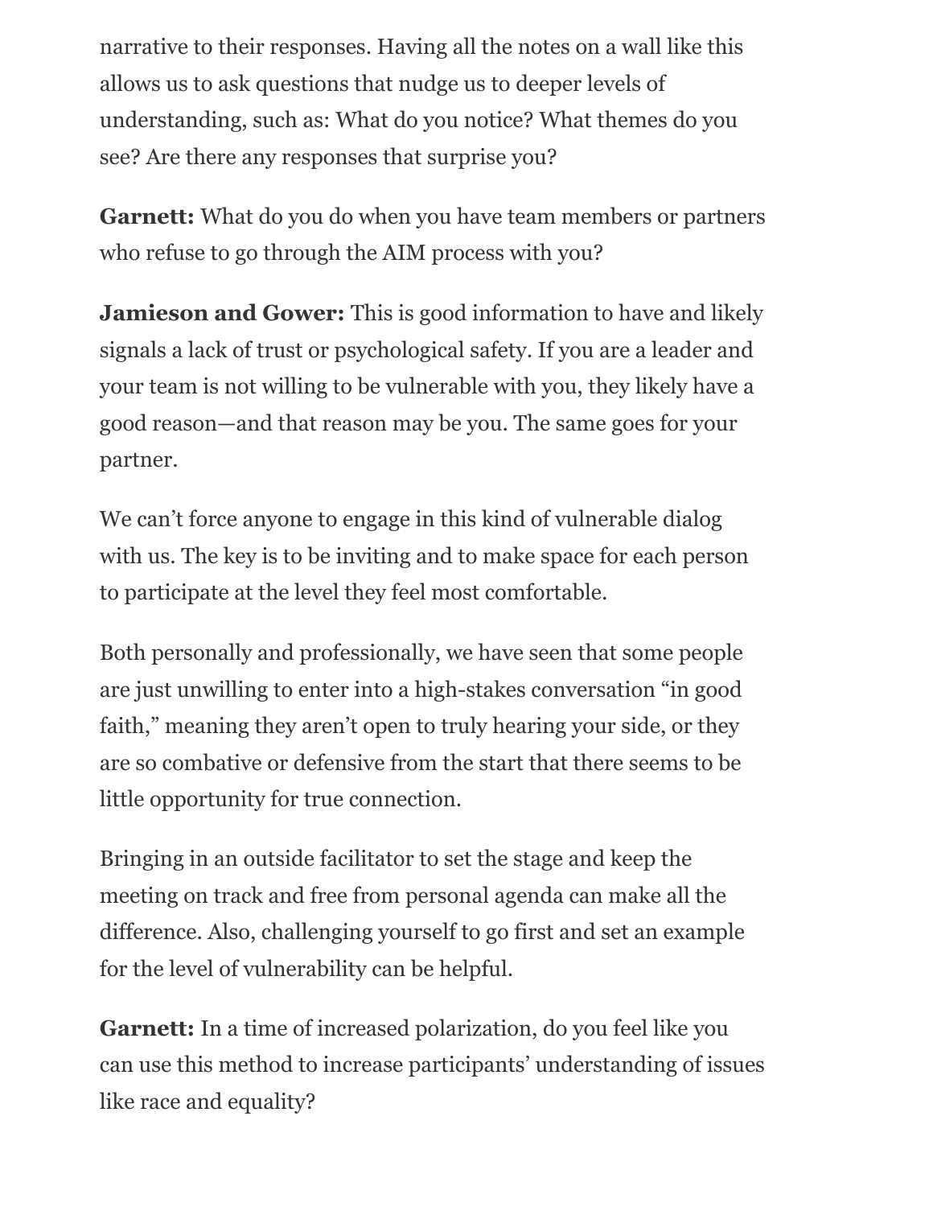narrative to their responses. Having all the notes on a wall like this allows us to ask questions that nudge us to deeper levels of understanding, such as: What do you notice? What themes do you see? Are there any responses that surprise you?

**Garnett:** What do you do when you have team members or partners who refuse to go through the AIM process with you?

**Jamieson and Gower:** This is good information to have and likely signals a lack of trust or psychological safety. If you are a leader and your team is not willing to be vulnerable with you, they likely have a good reason—and that reason may be you. The same goes for your partner.

We can't force anyone to engage in this kind of vulnerable dialog with us. The key is to be inviting and to make space for each person to participate at the level they feel most comfortable.

Both personally and professionally, we have seen that some people are just unwilling to enter into a high-stakes conversation "in good faith," meaning they aren't open to truly hearing your side, or they are so combative or defensive from the start that there seems to be little opportunity for true connection.

Bringing in an outside facilitator to set the stage and keep the meeting on track and free from personal agenda can make all the difference. Also, challenging yourself to go first and set an example for the level of vulnerability can be helpful.

**Garnett:** In a time of increased polarization, do you feel like you can use this method to increase participants' understanding of issues like race and equality?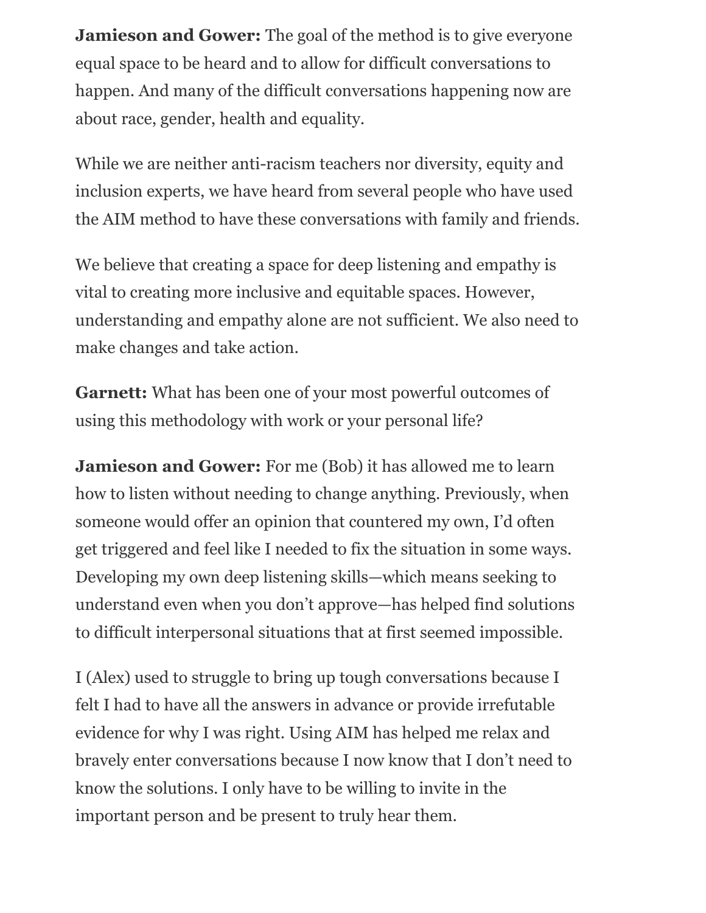**Jamieson and Gower:** The goal of the method is to give everyone equal space to be heard and to allow for difficult conversations to happen. And many of the difficult conversations happening now are about race, gender, health and equality.

While we are neither anti-racism teachers nor diversity, equity and inclusion experts, we have heard from several people who have used the AIM method to have these conversations with family and friends.

We believe that creating a space for deep listening and empathy is vital to creating more inclusive and equitable spaces. However, understanding and empathy alone are not sufficient. We also need to make changes and take action.

**Garnett:** What has been one of your most powerful outcomes of using this methodology with work or your personal life?

**Jamieson and Gower:** For me (Bob) it has allowed me to learn how to listen without needing to change anything. Previously, when someone would offer an opinion that countered my own, I'd often get triggered and feel like I needed to fix the situation in some ways. Developing my own deep listening skills—which means seeking to understand even when you don't approve—has helped find solutions to difficult interpersonal situations that at first seemed impossible.

I (Alex) used to struggle to bring up tough conversations because I felt I had to have all the answers in advance or provide irrefutable evidence for why I was right. Using AIM has helped me relax and bravely enter conversations because I now know that I don't need to know the solutions. I only have to be willing to invite in the important person and be present to truly hear them.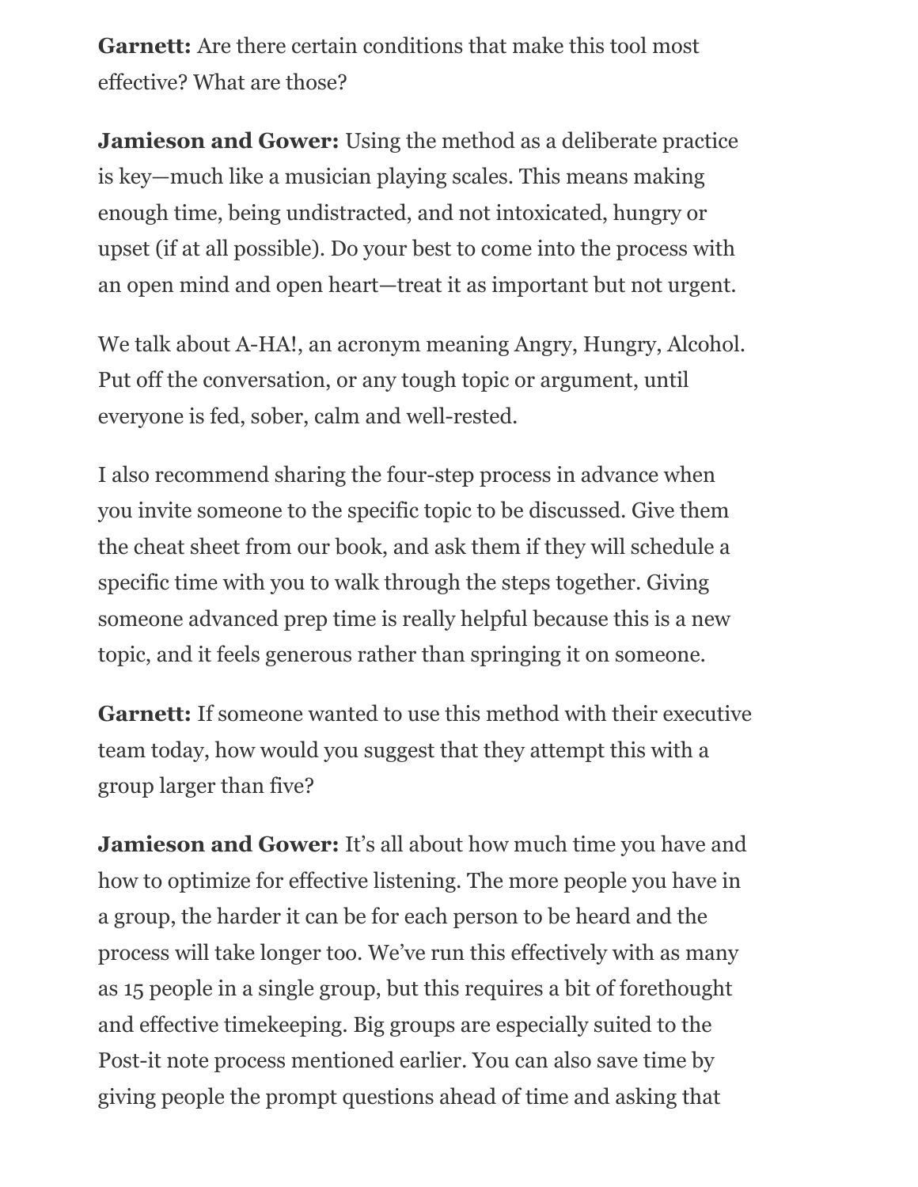**Garnett:** Are there certain conditions that make this tool most effective? What are those?

**Jamieson and Gower:** Using the method as a deliberate practice is key—much like a musician playing scales. This means making enough time, being undistracted, and not intoxicated, hungry or upset (if at all possible). Do your best to come into the process with an open mind and open heart—treat it as important but not urgent.

We talk about A-HA!, an acronym meaning Angry, Hungry, Alcohol. Put off the conversation, or any tough topic or argument, until everyone is fed, sober, calm and well-rested.

I also recommend sharing the four-step process in advance when you invite someone to the specific topic to be discussed. Give them the cheat sheet from our book, and ask them if they will schedule a specific time with you to walk through the steps together. Giving someone advanced prep time is really helpful because this is a new topic, and it feels generous rather than springing it on someone.

**Garnett:** If someone wanted to use this method with their executive team today, how would you suggest that they attempt this with a group larger than five?

**Jamieson and Gower:** It's all about how much time you have and how to optimize for effective listening. The more people you have in a group, the harder it can be for each person to be heard and the process will take longer too. We've run this effectively with as many as 15 people in a single group, but this requires a bit of forethought and effective timekeeping. Big groups are especially suited to the Post-it note process mentioned earlier. You can also save time by giving people the prompt questions ahead of time and asking that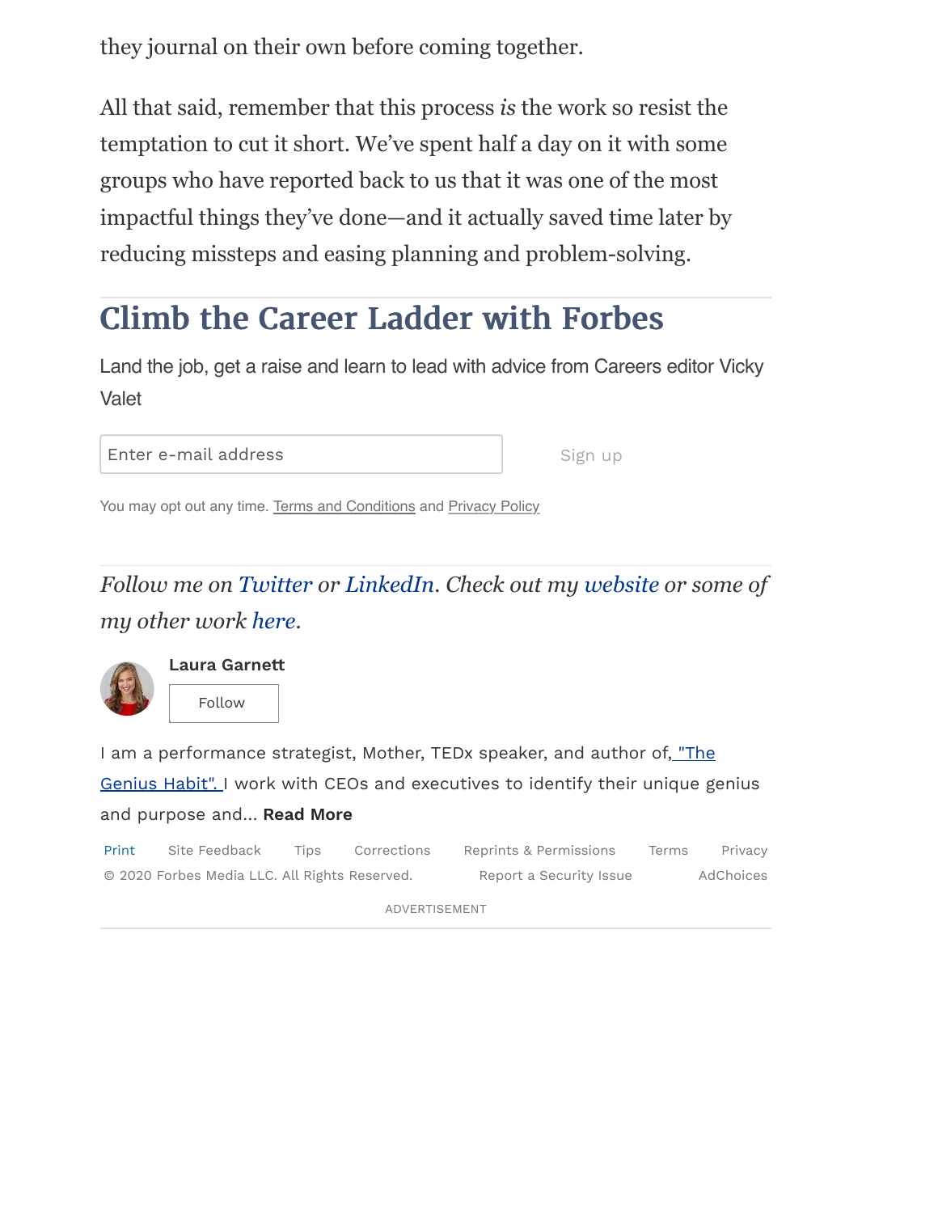they journal on their own before coming together.

All that said, remember that this process *is* the work so resist the temptation to cut it short. We've spent half a day on it with some groups who have reported back to us that it was one of the most impactful things they've done—and it actually saved time later by reducing missteps and easing planning and problem-solving.

## Climb the Career Ladder with Forbes

Land the job, get a raise and learn to lead with advice from Careers editor Vicky Valet

Enter e-mail address Sign up

You may opt out any time. Terms and Conditions and Privacy Policy

*Follow me on Twitter or LinkedIn. Check out my website or some of my other work here.*

**Laura Garnett**

Follow

I am a performance strategist, Mother, TEDx speaker, and author of, "The Genius Habit". I work with CEOs and executives to identify their unique genius and purpose and... **Read More**

Print Site Feedback Tips Corrections Reprints & Permissions Terms Privacy

© 2020 Forbes Media LLC. All Rights Reserved. Report a Security Issue AdChoices

ADVERTISEMENT